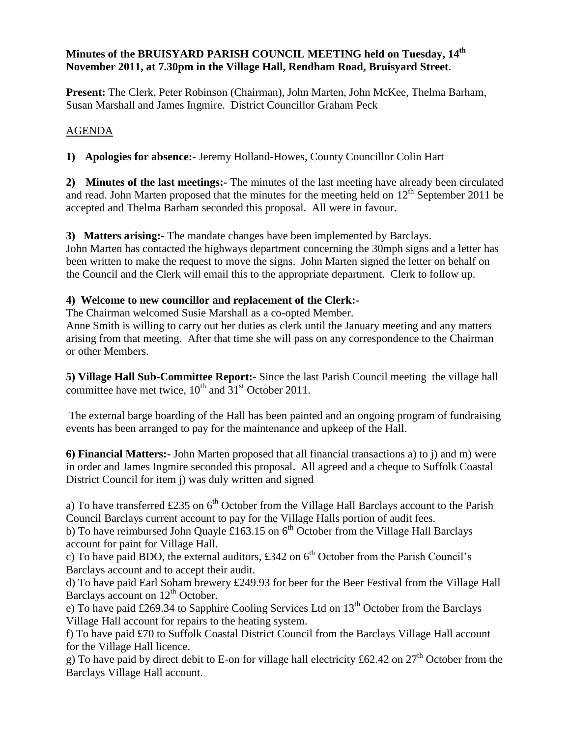**Minutes of the BRUISYARD PARISH COUNCIL MEETING held on Tuesday, 14th November 2011, at 7.30pm in the Village Hall, Rendham Road, Bruisyard Street**.

**Present:** The Clerk, Peter Robinson (Chairman), John Marten, John McKee, Thelma Barham, Susan Marshall and James Ingmire. District Councillor Graham Peck

AGENDA

**1) Apologies for absence:-** Jeremy Holland-Howes, County Councillor Colin Hart

**2) Minutes of the last meetings:-** The minutes of the last meeting have already been circulated and read. John Marten proposed that the minutes for the meeting held on 12th September 2011 be accepted and Thelma Barham seconded this proposal. All were in favour.

**3) Matters arising:-** The mandate changes have been implemented by Barclays.
John Marten has contacted the highways department concerning the 30mph signs and a letter has been written to make the request to move the signs. John Marten signed the letter on behalf on the Council and the Clerk will email this to the appropriate department. Clerk to follow up.

**4) Welcome to new councillor and replacement of the Clerk:-**
The Chairman welcomed Susie Marshall as a co-opted Member.
Anne Smith is willing to carry out her duties as clerk until the January meeting and any matters arising from that meeting. After that time she will pass on any correspondence to the Chairman or other Members.

**5) Village Hall Sub-Committee Report:-** Since the last Parish Council meeting the village hall committee have met twice, 10th and 31st October 2011.

The external barge boarding of the Hall has been painted and an ongoing program of fundraising events has been arranged to pay for the maintenance and upkeep of the Hall.

**6) Financial Matters:-** John Marten proposed that all financial transactions a) to j) and m) were in order and James Ingmire seconded this proposal. All agreed and a cheque to Suffolk Coastal District Council for item j) was duly written and signed

a) To have transferred £235 on 6th October from the Village Hall Barclays account to the Parish Council Barclays current account to pay for the Village Halls portion of audit fees.
b) To have reimbursed John Quayle £163.15 on 6th October from the Village Hall Barclays account for paint for Village Hall.
c) To have paid BDO, the external auditors, £342 on 6th October from the Parish Council's Barclays account and to accept their audit.
d) To have paid Earl Soham brewery £249.93 for beer for the Beer Festival from the Village Hall Barclays account on 12th October.
e) To have paid £269.34 to Sapphire Cooling Services Ltd on 13th October from the Barclays Village Hall account for repairs to the heating system.
f) To have paid £70 to Suffolk Coastal District Council from the Barclays Village Hall account for the Village Hall licence.
g) To have paid by direct debit to E-on for village hall electricity £62.42 on 27th October from the Barclays Village Hall account.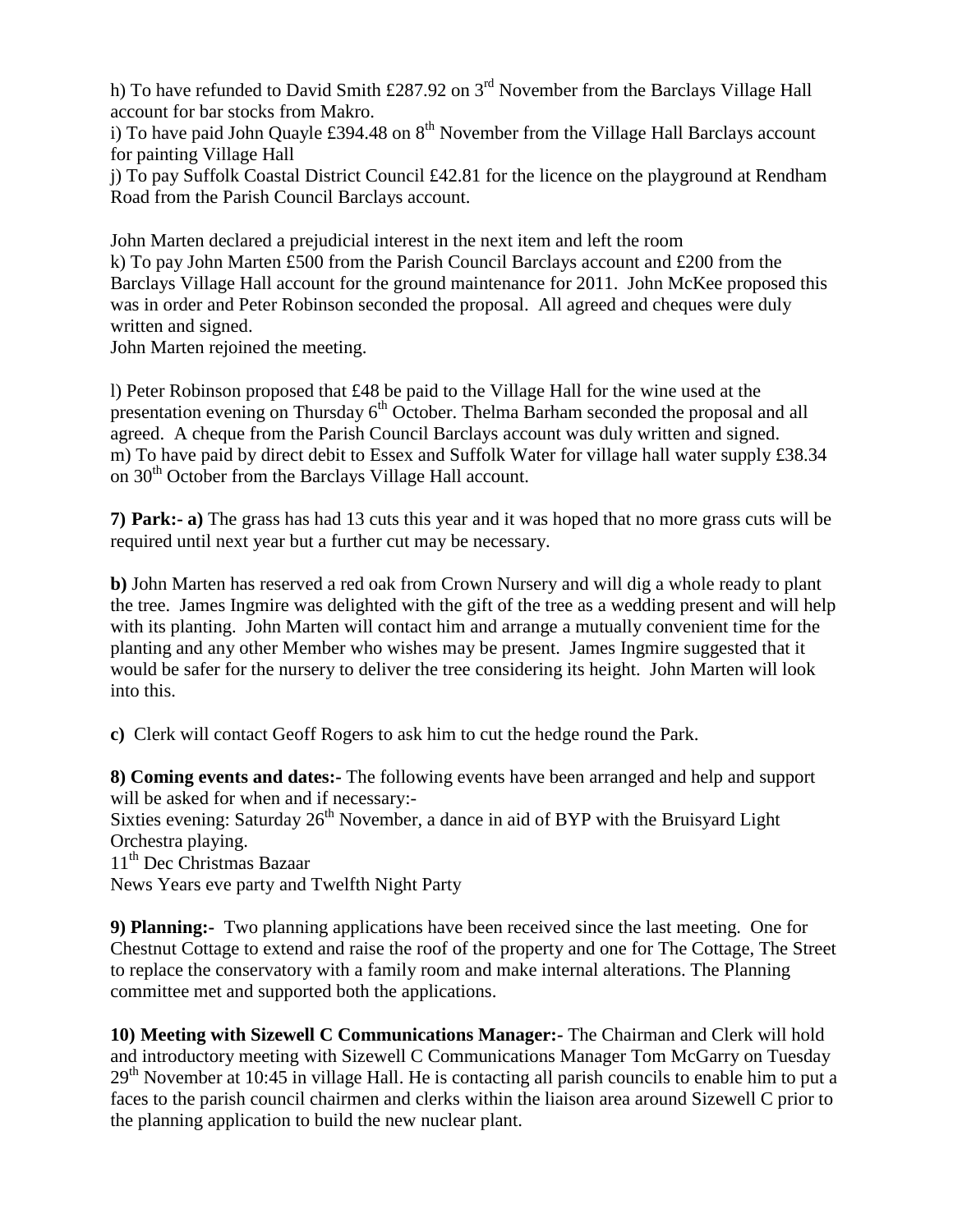h) To have refunded to David Smith £287.92 on 3rd November from the Barclays Village Hall account for bar stocks from Makro.
i) To have paid John Quayle £394.48 on 8th November from the Village Hall Barclays account for painting Village Hall
j) To pay Suffolk Coastal District Council £42.81 for the licence on the playground at Rendham Road from the Parish Council Barclays account.

John Marten declared a prejudicial interest in the next item and left the room
k) To pay John Marten £500 from the Parish Council Barclays account and £200 from the Barclays Village Hall account for the ground maintenance for 2011. John McKee proposed this was in order and Peter Robinson seconded the proposal. All agreed and cheques were duly written and signed.
John Marten rejoined the meeting.

l) Peter Robinson proposed that £48 be paid to the Village Hall for the wine used at the presentation evening on Thursday 6th October. Thelma Barham seconded the proposal and all agreed. A cheque from the Parish Council Barclays account was duly written and signed.
m) To have paid by direct debit to Essex and Suffolk Water for village hall water supply £38.34 on 30th October from the Barclays Village Hall account.

**7) Park:- a)** The grass has had 13 cuts this year and it was hoped that no more grass cuts will be required until next year but a further cut may be necessary.

**b)** John Marten has reserved a red oak from Crown Nursery and will dig a whole ready to plant the tree. James Ingmire was delighted with the gift of the tree as a wedding present and will help with its planting. John Marten will contact him and arrange a mutually convenient time for the planting and any other Member who wishes may be present. James Ingmire suggested that it would be safer for the nursery to deliver the tree considering its height. John Marten will look into this.

**c)** Clerk will contact Geoff Rogers to ask him to cut the hedge round the Park.

**8) Coming events and dates:-** The following events have been arranged and help and support will be asked for when and if necessary:-
Sixties evening: Saturday 26th November, a dance in aid of BYP with the Bruisyard Light Orchestra playing.
11th Dec Christmas Bazaar
News Years eve party and Twelfth Night Party

**9) Planning:-** Two planning applications have been received since the last meeting. One for Chestnut Cottage to extend and raise the roof of the property and one for The Cottage, The Street to replace the conservatory with a family room and make internal alterations. The Planning committee met and supported both the applications.

**10) Meeting with Sizewell C Communications Manager:-** The Chairman and Clerk will hold and introductory meeting with Sizewell C Communications Manager Tom McGarry on Tuesday 29th November at 10:45 in village Hall. He is contacting all parish councils to enable him to put a faces to the parish council chairmen and clerks within the liaison area around Sizewell C prior to the planning application to build the new nuclear plant.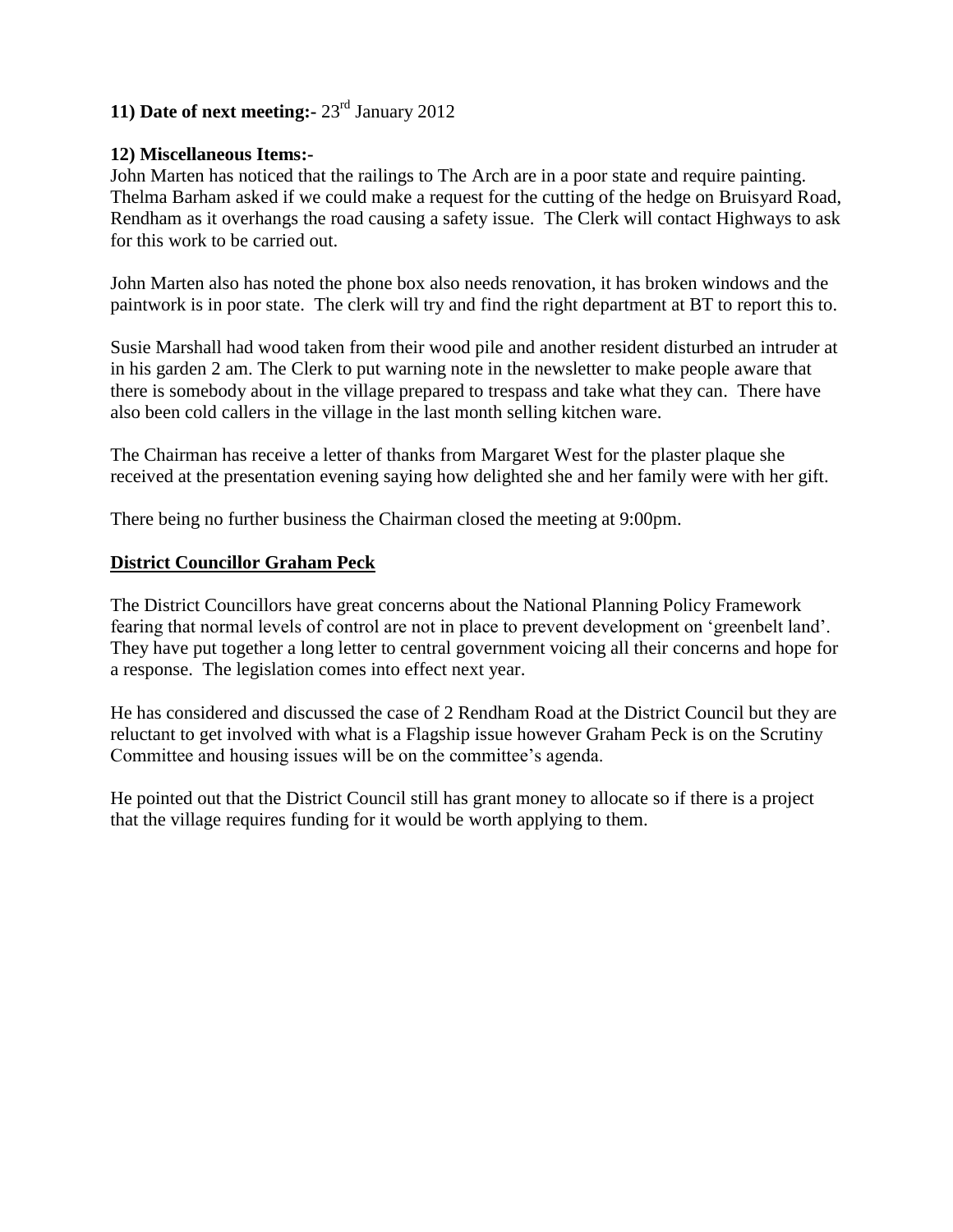**11) Date of next meeting:-** 23rd January 2012

**12) Miscellaneous Items:-**

John Marten has noticed that the railings to The Arch are in a poor state and require painting. Thelma Barham asked if we could make a request for the cutting of the hedge on Bruisyard Road, Rendham as it overhangs the road causing a safety issue. The Clerk will contact Highways to ask for this work to be carried out.

John Marten also has noted the phone box also needs renovation, it has broken windows and the paintwork is in poor state. The clerk will try and find the right department at BT to report this to.

Susie Marshall had wood taken from their wood pile and another resident disturbed an intruder at in his garden 2 am. The Clerk to put warning note in the newsletter to make people aware that there is somebody about in the village prepared to trespass and take what they can. There have also been cold callers in the village in the last month selling kitchen ware.

The Chairman has receive a letter of thanks from Margaret West for the plaster plaque she received at the presentation evening saying how delighted she and her family were with her gift.

There being no further business the Chairman closed the meeting at 9:00pm.

## District Councillor Graham Peck

The District Councillors have great concerns about the National Planning Policy Framework fearing that normal levels of control are not in place to prevent development on 'greenbelt land'. They have put together a long letter to central government voicing all their concerns and hope for a response. The legislation comes into effect next year.

He has considered and discussed the case of 2 Rendham Road at the District Council but they are reluctant to get involved with what is a Flagship issue however Graham Peck is on the Scrutiny Committee and housing issues will be on the committee's agenda.

He pointed out that the District Council still has grant money to allocate so if there is a project that the village requires funding for it would be worth applying to them.